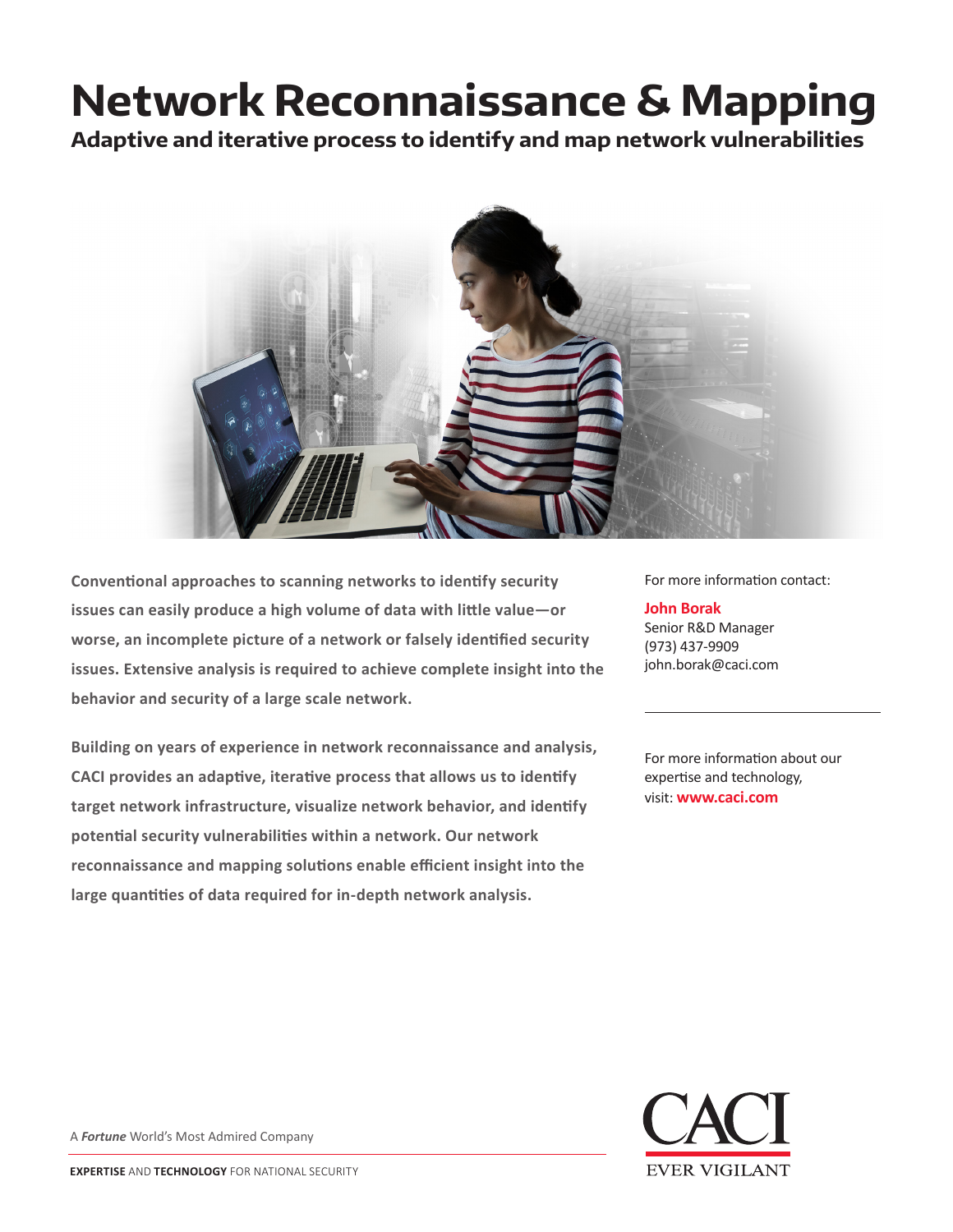# Network Reconnaissance & Mapping

## Adaptive and iterative process to identify and map network vulnerabilities

**Conventional approaches to scanning networks to identify security issues can easily produce a high volume of data with little value—or worse, an incomplete picture of a network or falsely identified security issues. Extensive analysis is required to achieve complete insight into the behavior and security of a large scale network.**

**Building on years of experience in network reconnaissance and analysis, CACI provides an adaptive, iterative process that allows us to identify target network infrastructure, visualize network behavior, and identify potential security vulnerabilities within a network. Our network reconnaissance and mapping solutions enable efficient insight into the large quantities of data required for in-depth network analysis.**

For more information contact:

**John Borak**
Senior R&D Manager
(973) 437-9909
john.borak@caci.com

---

For more information about our expertise and technology, visit: **www.caci.com**

A ***Fortune*** World's Most Admired Company

**EXPERTISE** AND **TECHNOLOGY** FOR NATIONAL SECURITY

CACI
EVER VIGILANT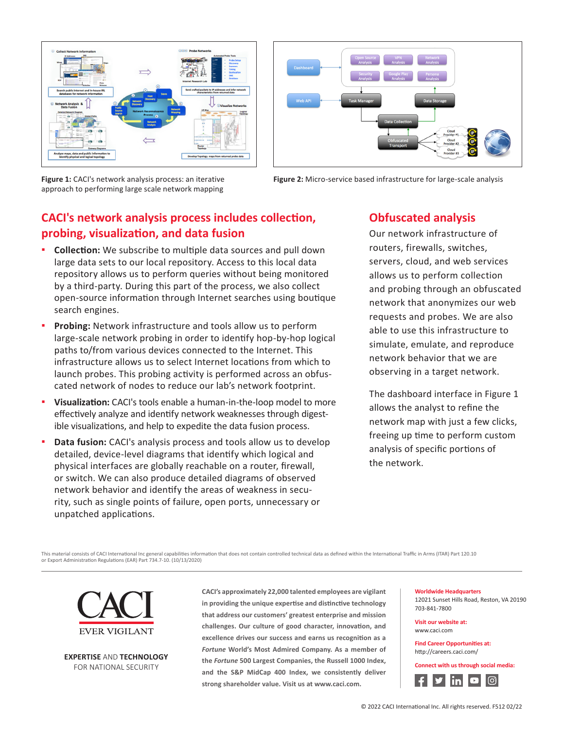Figure 1: CACI's network analysis process: an iterative approach to performing large scale network mapping

Figure 2: Micro-service based infrastructure for large-scale analysis

## CACI's network analysis process includes collection, probing, visualization, and data fusion

- **Collection:** We subscribe to multiple data sources and pull down large data sets to our local repository. Access to this local data repository allows us to perform queries without being monitored by a third-party. During this part of the process, we also collect open-source information through Internet searches using boutique search engines.
- **Probing:** Network infrastructure and tools allow us to perform large-scale network probing in order to identify hop-by-hop logical paths to/from various devices connected to the Internet. This infrastructure allows us to select Internet locations from which to launch probes. This probing activity is performed across an obfuscated network of nodes to reduce our lab's network footprint.
- **Visualization:** CACI's tools enable a human-in-the-loop model to more effectively analyze and identify network weaknesses through digestible visualizations, and help to expedite the data fusion process.
- **Data fusion:** CACI's analysis process and tools allow us to develop detailed, device-level diagrams that identify which logical and physical interfaces are globally reachable on a router, firewall, or switch. We can also produce detailed diagrams of observed network behavior and identify the areas of weakness in security, such as single points of failure, open ports, unnecessary or unpatched applications.

## Obfuscated analysis

Our network infrastructure of routers, firewalls, switches, servers, cloud, and web services allows us to perform collection and probing through an obfuscated network that anonymizes our web requests and probes. We are also able to use this infrastructure to simulate, emulate, and reproduce network behavior that we are observing in a target network.

The dashboard interface in Figure 1 allows the analyst to refine the network map with just a few clicks, freeing up time to perform custom analysis of specific portions of the network.

This material consists of CACI International Inc general capabilities information that does not contain controlled technical data as defined within the International Traffic in Arms (ITAR) Part 120.10 or Export Administration Regulations (EAR) Part 734.7-10. (10/13/2020)

CACI
EVER VIGILANT

**EXPERTISE** AND **TECHNOLOGY**
FOR NATIONAL SECURITY

**CACI's approximately 22,000 talented employees are vigilant in providing the unique expertise and distinctive technology that address our customers' greatest enterprise and mission challenges. Our culture of good character, innovation, and excellence drives our success and earns us recognition as a *Fortune* World's Most Admired Company. As a member of the *Fortune* 500 Largest Companies, the Russell 1000 Index, and the S&P MidCap 400 Index, we consistently deliver strong shareholder value. Visit us at www.caci.com.**

**Worldwide Headquarters**
12021 Sunset Hills Road, Reston, VA 20190
703-841-7800

**Visit our website at:**
www.caci.com

**Find Career Opportunities at:**
http://careers.caci.com/

**Connect with us through social media:**

© 2022 CACI International Inc. All rights reserved. F512 02/22